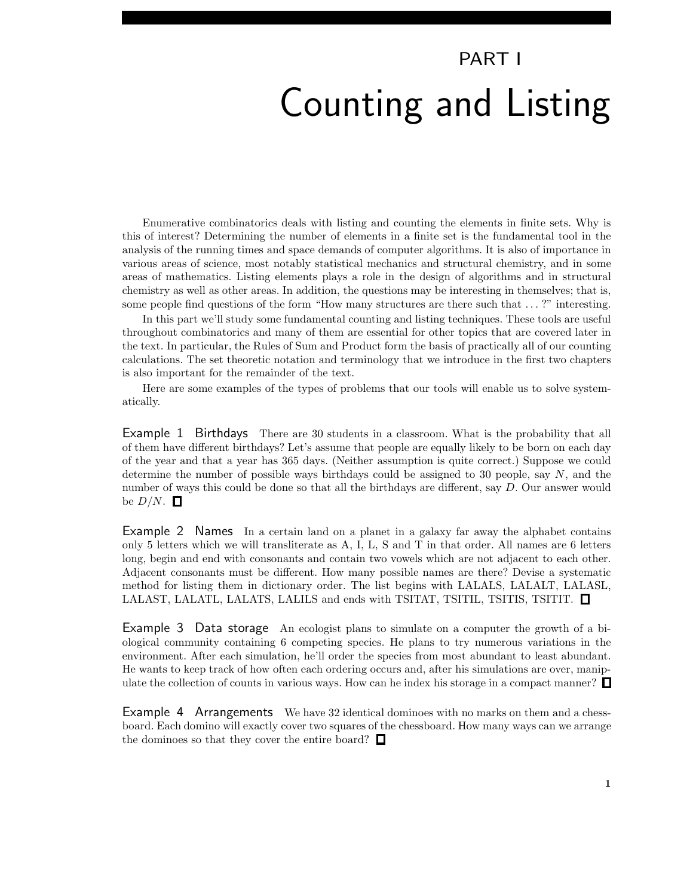# PART I

# Counting and Listing

Enumerative combinatorics deals with listing and counting the elements in finite sets. Why is this of interest? Determining the number of elements in a finite set is the fundamental tool in the analysis of the running times and space demands of computer algorithms. It is also of importance in various areas of science, most notably statistical mechanics and structural chemistry, and in some areas of mathematics. Listing elements plays a role in the design of algorithms and in structural chemistry as well as other areas. In addition, the questions may be interesting in themselves; that is, some people find questions of the form "How many structures are there such that . . . ?" interesting.

In this part we'll study some fundamental counting and listing techniques. These tools are useful throughout combinatorics and many of them are essential for other topics that are covered later in the text. In particular, the Rules of Sum and Product form the basis of practically all of our counting calculations. The set theoretic notation and terminology that we introduce in the first two chapters is also important for the remainder of the text.

Here are some examples of the types of problems that our tools will enable us to solve systematically.

**Example 1 Birthdays** There are 30 students in a classroom. What is the probability that all of them have different birthdays? Let's assume that people are equally likely to be born on each day of the year and that a year has 365 days. (Neither assumption is quite correct.) Suppose we could determine the number of possible ways birthdays could be assigned to 30 people, say $N$, and the number of ways this could be done so that all the birthdays are different, say $D$. Our answer would be $D/N$. □

**Example 2 Names** In a certain land on a planet in a galaxy far away the alphabet contains only 5 letters which we will transliterate as A, I, L, S and T in that order. All names are 6 letters long, begin and end with consonants and contain two vowels which are not adjacent to each other. Adjacent consonants must be different. How many possible names are there? Devise a systematic method for listing them in dictionary order. The list begins with LALALS, LALALT, LALASL, LALAST, LALATL, LALATS, LALILS and ends with TSITAT, TSITIL, TSITIS, TSITIT. □

**Example 3 Data storage** An ecologist plans to simulate on a computer the growth of a biological community containing 6 competing species. He plans to try numerous variations in the environment. After each simulation, he'll order the species from most abundant to least abundant. He wants to keep track of how often each ordering occurs and, after his simulations are over, manipulate the collection of counts in various ways. How can he index his storage in a compact manner? □

**Example 4 Arrangements** We have 32 identical dominoes with no marks on them and a chessboard. Each domino will exactly cover two squares of the chessboard. How many ways can we arrange the dominoes so that they cover the entire board? □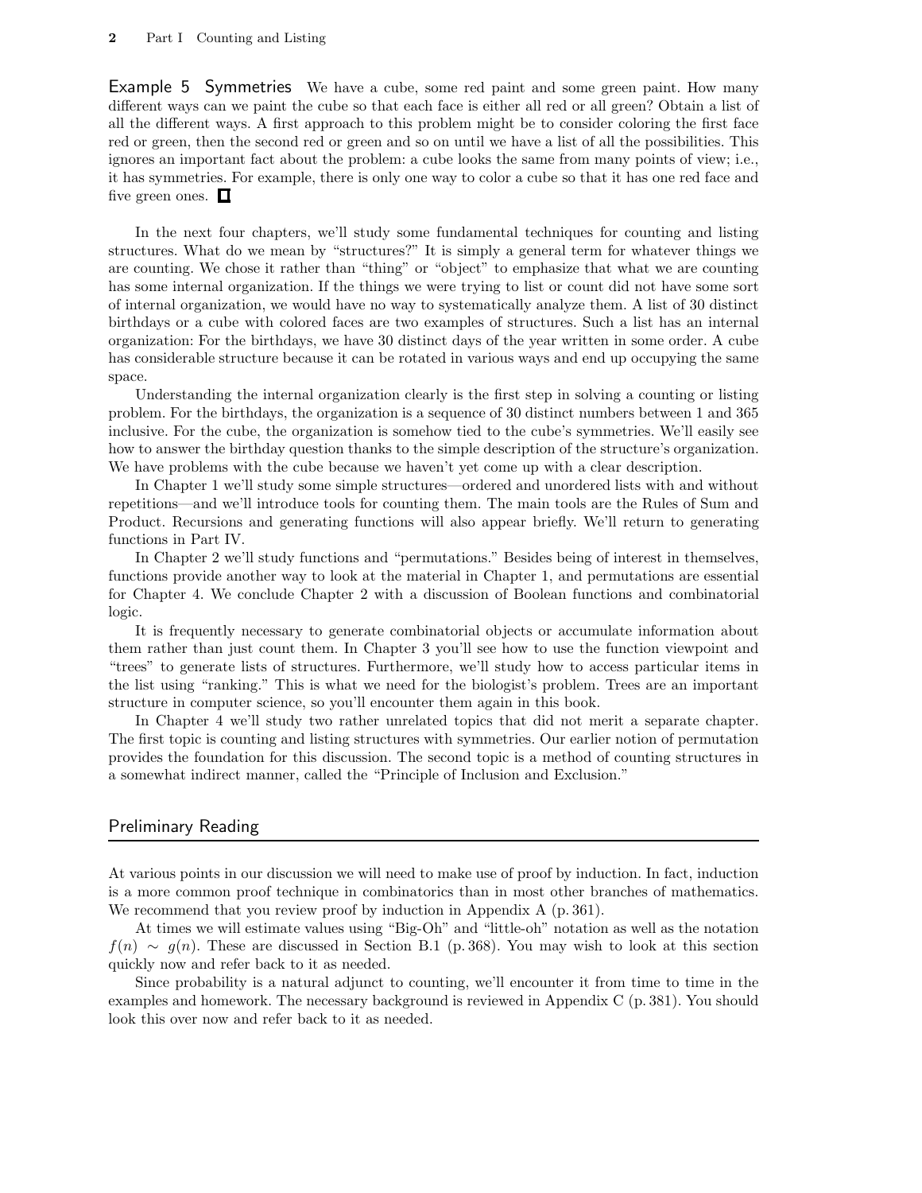**Example 5 Symmetries** We have a cube, some red paint and some green paint. How many different ways can we paint the cube so that each face is either all red or all green? Obtain a list of all the different ways. A first approach to this problem might be to consider coloring the first face red or green, then the second red or green and so on until we have a list of all the possibilities. This ignores an important fact about the problem: a cube looks the same from many points of view; i.e., it has symmetries. For example, there is only one way to color a cube so that it has one red face and five green ones. □

In the next four chapters, we'll study some fundamental techniques for counting and listing structures. What do we mean by "structures?" It is simply a general term for whatever things we are counting. We chose it rather than "thing" or "object" to emphasize that what we are counting has some internal organization. If the things we were trying to list or count did not have some sort of internal organization, we would have no way to systematically analyze them. A list of 30 distinct birthdays or a cube with colored faces are two examples of structures. Such a list has an internal organization: For the birthdays, we have 30 distinct days of the year written in some order. A cube has considerable structure because it can be rotated in various ways and end up occupying the same space.

Understanding the internal organization clearly is the first step in solving a counting or listing problem. For the birthdays, the organization is a sequence of 30 distinct numbers between 1 and 365 inclusive. For the cube, the organization is somehow tied to the cube's symmetries. We'll easily see how to answer the birthday question thanks to the simple description of the structure's organization. We have problems with the cube because we haven't yet come up with a clear description.

In Chapter 1 we'll study some simple structures—ordered and unordered lists with and without repetitions—and we'll introduce tools for counting them. The main tools are the Rules of Sum and Product. Recursions and generating functions will also appear briefly. We'll return to generating functions in Part IV.

In Chapter 2 we'll study functions and "permutations." Besides being of interest in themselves, functions provide another way to look at the material in Chapter 1, and permutations are essential for Chapter 4. We conclude Chapter 2 with a discussion of Boolean functions and combinatorial logic.

It is frequently necessary to generate combinatorial objects or accumulate information about them rather than just count them. In Chapter 3 you'll see how to use the function viewpoint and "trees" to generate lists of structures. Furthermore, we'll study how to access particular items in the list using "ranking." This is what we need for the biologist's problem. Trees are an important structure in computer science, so you'll encounter them again in this book.

In Chapter 4 we'll study two rather unrelated topics that did not merit a separate chapter. The first topic is counting and listing structures with symmetries. Our earlier notion of permutation provides the foundation for this discussion. The second topic is a method of counting structures in a somewhat indirect manner, called the "Principle of Inclusion and Exclusion."

## Preliminary Reading

At various points in our discussion we will need to make use of proof by induction. In fact, induction is a more common proof technique in combinatorics than in most other branches of mathematics. We recommend that you review proof by induction in Appendix A (p. 361).

At times we will estimate values using "Big-Oh" and "little-oh" notation as well as the notation $f(n) \sim g(n)$. These are discussed in Section B.1 (p. 368). You may wish to look at this section quickly now and refer back to it as needed.

Since probability is a natural adjunct to counting, we'll encounter it from time to time in the examples and homework. The necessary background is reviewed in Appendix C (p. 381). You should look this over now and refer back to it as needed.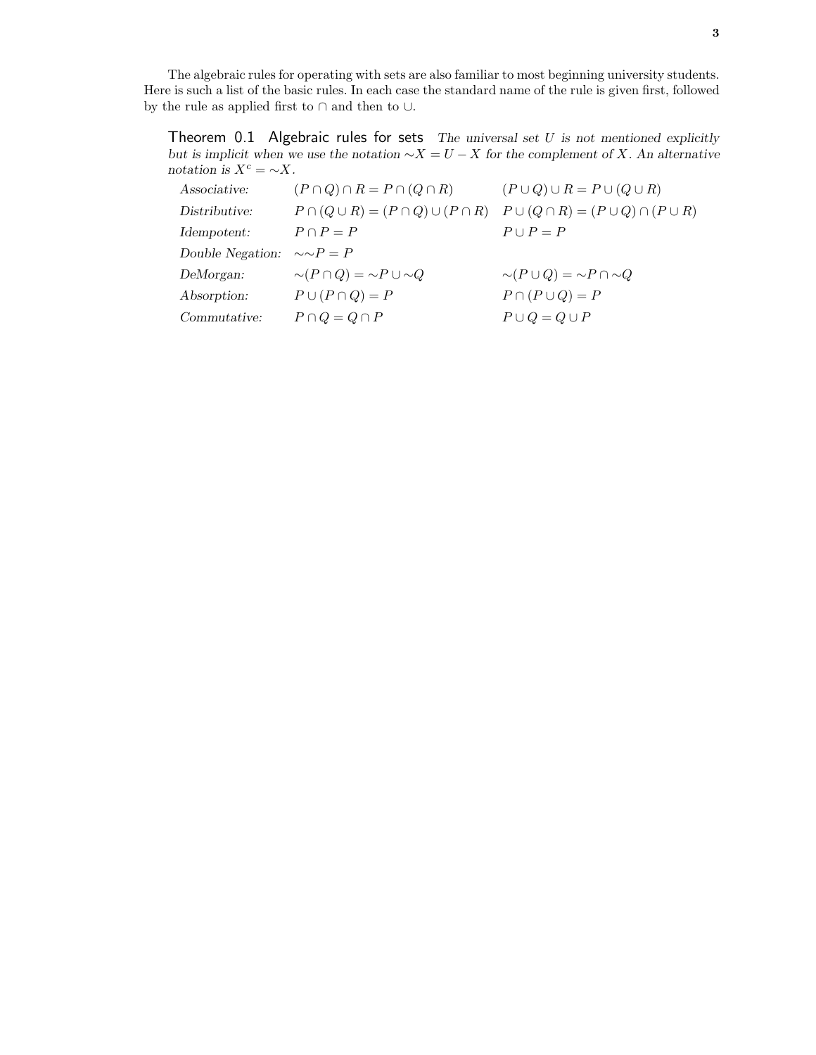The algebraic rules for operating with sets are also familiar to most beginning university students. Here is such a list of the basic rules. In each case the standard name of the rule is given first, followed by the rule as applied first to $\cap$ and then to $\cup$.

**Theorem 0.1 Algebraic rules for sets** *The universal set $U$ is not mentioned explicitly but is implicit when we use the notation $\sim X = U - X$ for the complement of $X$. An alternative notation is $X^c = \sim X$.*

| | | |
|---|---|---|
| *Associative:* | $(P \cap Q) \cap R = P \cap (Q \cap R)$ | $(P \cup Q) \cup R = P \cup (Q \cup R)$ |
| *Distributive:* | $P \cap (Q \cup R) = (P \cap Q) \cup (P \cap R)$ | $P \cup (Q \cap R) = (P \cup Q) \cap (P \cup R)$ |
| *Idempotent:* | $P \cap P = P$ | $P \cup P = P$ |
| *Double Negation:* | $\sim\sim P = P$ | |
| *DeMorgan:* | $\sim(P \cap Q) = \sim P \cup \sim Q$ | $\sim(P \cup Q) = \sim P \cap \sim Q$ |
| *Absorption:* | $P \cup (P \cap Q) = P$ | $P \cap (P \cup Q) = P$ |
| *Commutative:* | $P \cap Q = Q \cap P$ | $P \cup Q = Q \cup P$ |